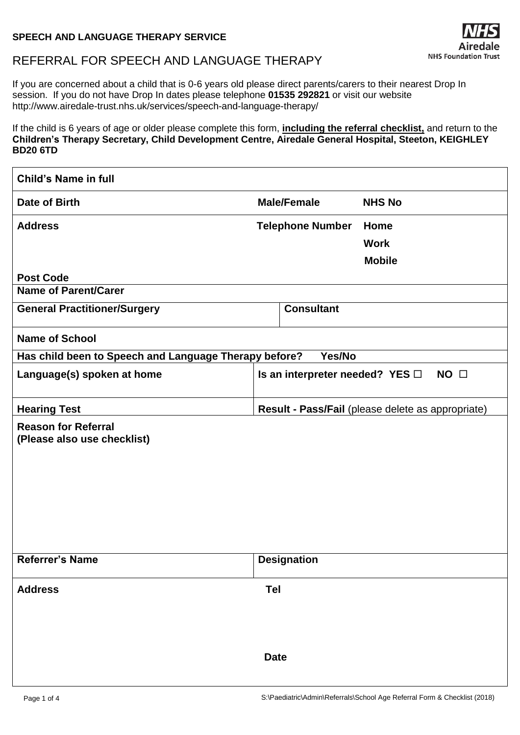**SPEECH AND LANGUAGE THERAPY SERVICE**

NHS Airedale NHS Foundation Trust

# REFERRAL FOR SPEECH AND LANGUAGE THERAPY

If you are concerned about a child that is 0-6 years old please direct parents/carers to their nearest Drop In session. If you do not have Drop In dates please telephone **01535 292821** or visit our website http://www.airedale-trust.nhs.uk/services/speech-and-language-therapy/

If the child is 6 years of age or older please complete this form, **including the referral checklist,** and return to the **Children's Therapy Secretary, Child Development Centre, Airedale General Hospital, Steeton, KEIGHLEY BD20 6TD**

| | | |
|---|---|---|
| **Child's Name in full** | | |
| **Date of Birth** | **Male/Female** | **NHS No** |
| **Address**<br><br><br>**Post Code** | **Telephone Number** | **Home**<br>**Work**<br>**Mobile** |
| **Name of Parent/Carer** | | |
| **General Practitioner/Surgery** | **Consultant** | |
| **Name of School** | | |
| **Has child been to Speech and Language Therapy before? Yes/No** | | |
| **Language(s) spoken at home** | **Is an interpreter needed? YES ☐ NO ☐** | |
| **Hearing Test** | **Result - Pass/Fail** (please delete as appropriate) | |
| **Reason for Referral**<br>**(Please also use checklist)** | | |
| **Referrer's Name** | **Designation** | |
| **Address** | **Tel**<br><br><br>**Date** | |

S:\Paediatric\Admin\Referrals\School Age Referral Form & Checklist (2018)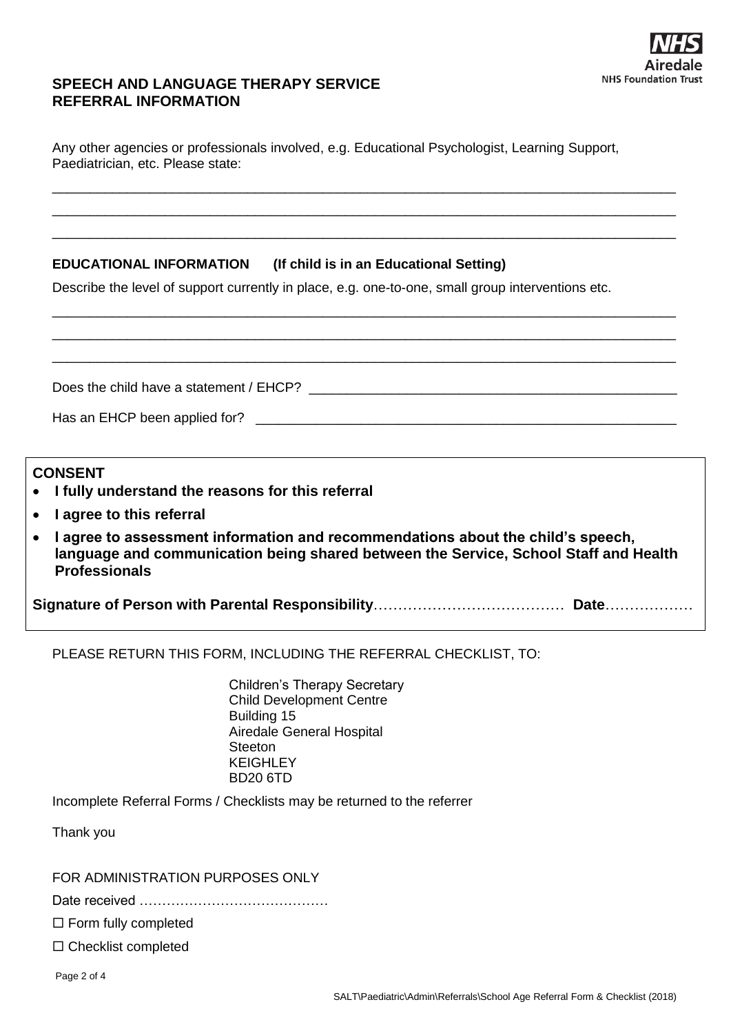**SPEECH AND LANGUAGE THERAPY SERVICE**
**REFERRAL INFORMATION**

Any other agencies or professionals involved, e.g. Educational Psychologist, Learning Support, Paediatrician, etc. Please state:

\_\_\_\_\_\_\_\_\_\_\_\_\_\_\_\_\_\_\_\_\_\_\_\_\_\_\_\_\_\_\_\_\_\_\_\_\_\_\_\_\_\_\_\_\_\_\_\_\_\_\_\_\_\_\_\_\_\_\_\_\_\_\_\_\_\_\_\_\_\_\_\_\_\_\_\_\_\_

\_\_\_\_\_\_\_\_\_\_\_\_\_\_\_\_\_\_\_\_\_\_\_\_\_\_\_\_\_\_\_\_\_\_\_\_\_\_\_\_\_\_\_\_\_\_\_\_\_\_\_\_\_\_\_\_\_\_\_\_\_\_\_\_\_\_\_\_\_\_\_\_\_\_\_\_\_\_

\_\_\_\_\_\_\_\_\_\_\_\_\_\_\_\_\_\_\_\_\_\_\_\_\_\_\_\_\_\_\_\_\_\_\_\_\_\_\_\_\_\_\_\_\_\_\_\_\_\_\_\_\_\_\_\_\_\_\_\_\_\_\_\_\_\_\_\_\_\_\_\_\_\_\_\_\_\_

**EDUCATIONAL INFORMATION (If child is in an Educational Setting)**

Describe the level of support currently in place, e.g. one-to-one, small group interventions etc.

\_\_\_\_\_\_\_\_\_\_\_\_\_\_\_\_\_\_\_\_\_\_\_\_\_\_\_\_\_\_\_\_\_\_\_\_\_\_\_\_\_\_\_\_\_\_\_\_\_\_\_\_\_\_\_\_\_\_\_\_\_\_\_\_\_\_\_\_\_\_\_\_\_\_\_\_\_\_

\_\_\_\_\_\_\_\_\_\_\_\_\_\_\_\_\_\_\_\_\_\_\_\_\_\_\_\_\_\_\_\_\_\_\_\_\_\_\_\_\_\_\_\_\_\_\_\_\_\_\_\_\_\_\_\_\_\_\_\_\_\_\_\_\_\_\_\_\_\_\_\_\_\_\_\_\_\_

\_\_\_\_\_\_\_\_\_\_\_\_\_\_\_\_\_\_\_\_\_\_\_\_\_\_\_\_\_\_\_\_\_\_\_\_\_\_\_\_\_\_\_\_\_\_\_\_\_\_\_\_\_\_\_\_\_\_\_\_\_\_\_\_\_\_\_\_\_\_\_\_\_\_\_\_\_\_

Does the child have a statement / EHCP? \_\_\_\_\_\_\_\_\_\_\_\_\_\_\_\_\_\_\_\_\_\_\_\_\_\_\_\_\_\_\_\_\_\_\_\_\_\_\_\_\_\_\_\_\_\_\_\_

Has an EHCP been applied for? \_\_\_\_\_\_\_\_\_\_\_\_\_\_\_\_\_\_\_\_\_\_\_\_\_\_\_\_\_\_\_\_\_\_\_\_\_\_\_\_\_\_\_\_\_\_\_\_\_\_\_\_\_\_\_\_

**CONSENT**

- **I fully understand the reasons for this referral**
- **I agree to this referral**
- **I agree to assessment information and recommendations about the child's speech, language and communication being shared between the Service, School Staff and Health Professionals**

**Signature of Person with Parental Responsibility**………………………………… **Date**………………

PLEASE RETURN THIS FORM, INCLUDING THE REFERRAL CHECKLIST, TO:

Children's Therapy Secretary
Child Development Centre
Building 15
Airedale General Hospital
Steeton
KEIGHLEY
BD20 6TD

Incomplete Referral Forms / Checklists may be returned to the referrer

Thank you

FOR ADMINISTRATION PURPOSES ONLY

Date received ……………………………………

☐ Form fully completed

☐ Checklist completed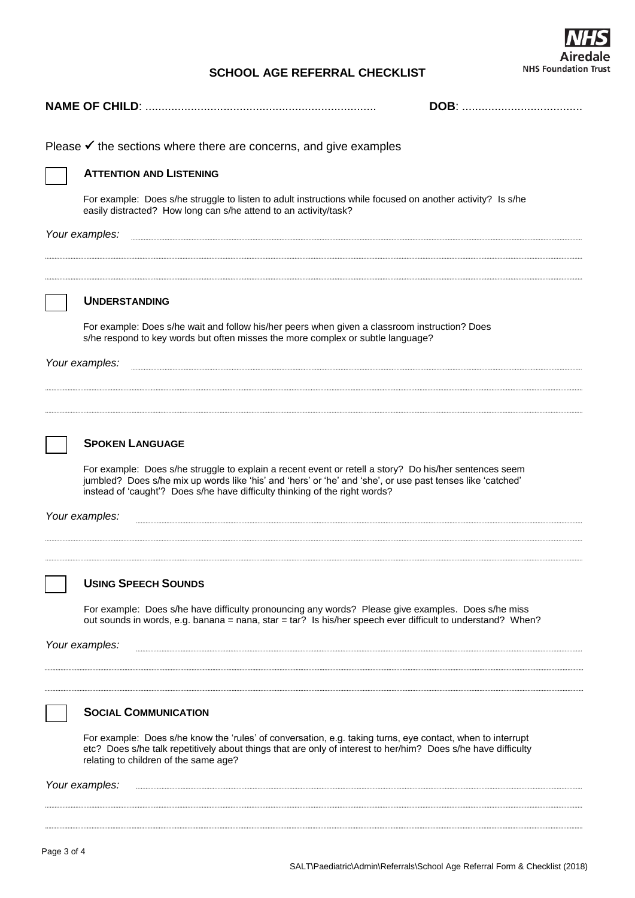# SCHOOL AGE REFERRAL CHECKLIST

**NAME OF CHILD**: ...................................................................... **DOB**: ....................................

Please ✓ the sections where there are concerns, and give examples

☐ **ATTENTION AND LISTENING**

For example: Does s/he struggle to listen to adult instructions while focused on another activity? Is s/he easily distracted? How long can s/he attend to an activity/task?

*Your examples:* ..............................................................................................................................................

..............................................................................................................................................

..............................................................................................................................................

☐ **UNDERSTANDING**

For example: Does s/he wait and follow his/her peers when given a classroom instruction? Does s/he respond to key words but often misses the more complex or subtle language?

*Your examples:* ..............................................................................................................................................

..............................................................................................................................................

..............................................................................................................................................

☐ **SPOKEN LANGUAGE**

For example: Does s/he struggle to explain a recent event or retell a story? Do his/her sentences seem jumbled? Does s/he mix up words like 'his' and 'hers' or 'he' and 'she', or use past tenses like 'catched' instead of 'caught'? Does s/he have difficulty thinking of the right words?

*Your examples:* ..............................................................................................................................................

..............................................................................................................................................

..............................................................................................................................................

☐ **USING SPEECH SOUNDS**

For example: Does s/he have difficulty pronouncing any words? Please give examples. Does s/he miss out sounds in words, e.g. banana = nana, star = tar? Is his/her speech ever difficult to understand? When?

*Your examples:* ..............................................................................................................................................

..............................................................................................................................................

..............................................................................................................................................

☐ **SOCIAL COMMUNICATION**

For example: Does s/he know the 'rules' of conversation, e.g. taking turns, eye contact, when to interrupt etc? Does s/he talk repetitively about things that are only of interest to her/him? Does s/he have difficulty relating to children of the same age?

*Your examples:* ..............................................................................................................................................

..............................................................................................................................................

..............................................................................................................................................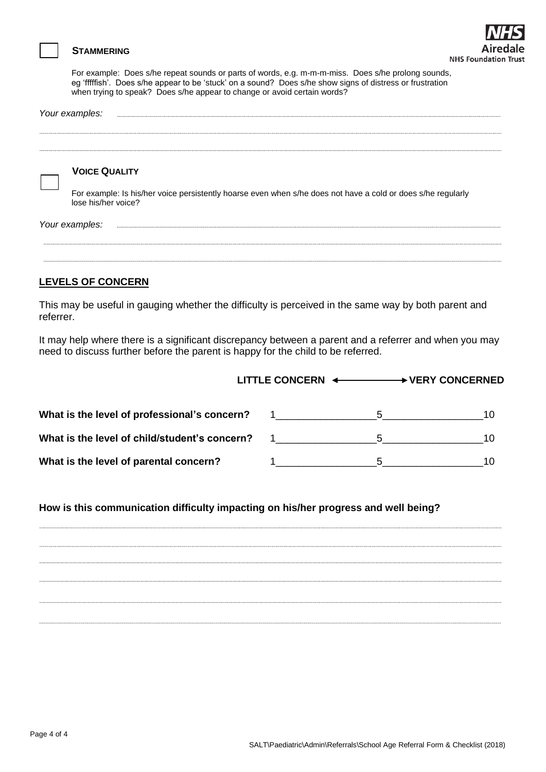☐ **STAMMERING**

For example: Does s/he repeat sounds or parts of words, e.g. m-m-m-miss. Does s/he prolong sounds, eg 'fffffish'. Does s/he appear to be 'stuck' on a sound? Does s/he show signs of distress or frustration when trying to speak? Does s/he appear to change or avoid certain words?

*Your examples:* ..............................................................................................................................................

..............................................................................................................................................

..............................................................................................................................................

☐ **VOICE QUALITY**

For example: Is his/her voice persistently hoarse even when s/he does not have a cold or does s/he regularly lose his/her voice?

*Your examples:* ..............................................................................................................................................

..............................................................................................................................................

..............................................................................................................................................

## LEVELS OF CONCERN

This may be useful in gauging whether the difficulty is perceived in the same way by both parent and referrer.

It may help where there is a significant discrepancy between a parent and a referrer and when you may need to discuss further before the parent is happy for the child to be referred.

**LITTLE CONCERN ←——————→ VERY CONCERNED**

**What is the level of professional's concern?** 1_________________5_________________10

**What is the level of child/student's concern?** 1_________________5_________________10

**What is the level of parental concern?** 1_________________5_________________10

**How is this communication difficulty impacting on his/her progress and well being?**

..............................................................................................................................................

..............................................................................................................................................

..............................................................................................................................................

..............................................................................................................................................

..............................................................................................................................................

..............................................................................................................................................

SALT\Paediatric\Admin\Referrals\School Age Referral Form & Checklist (2018)